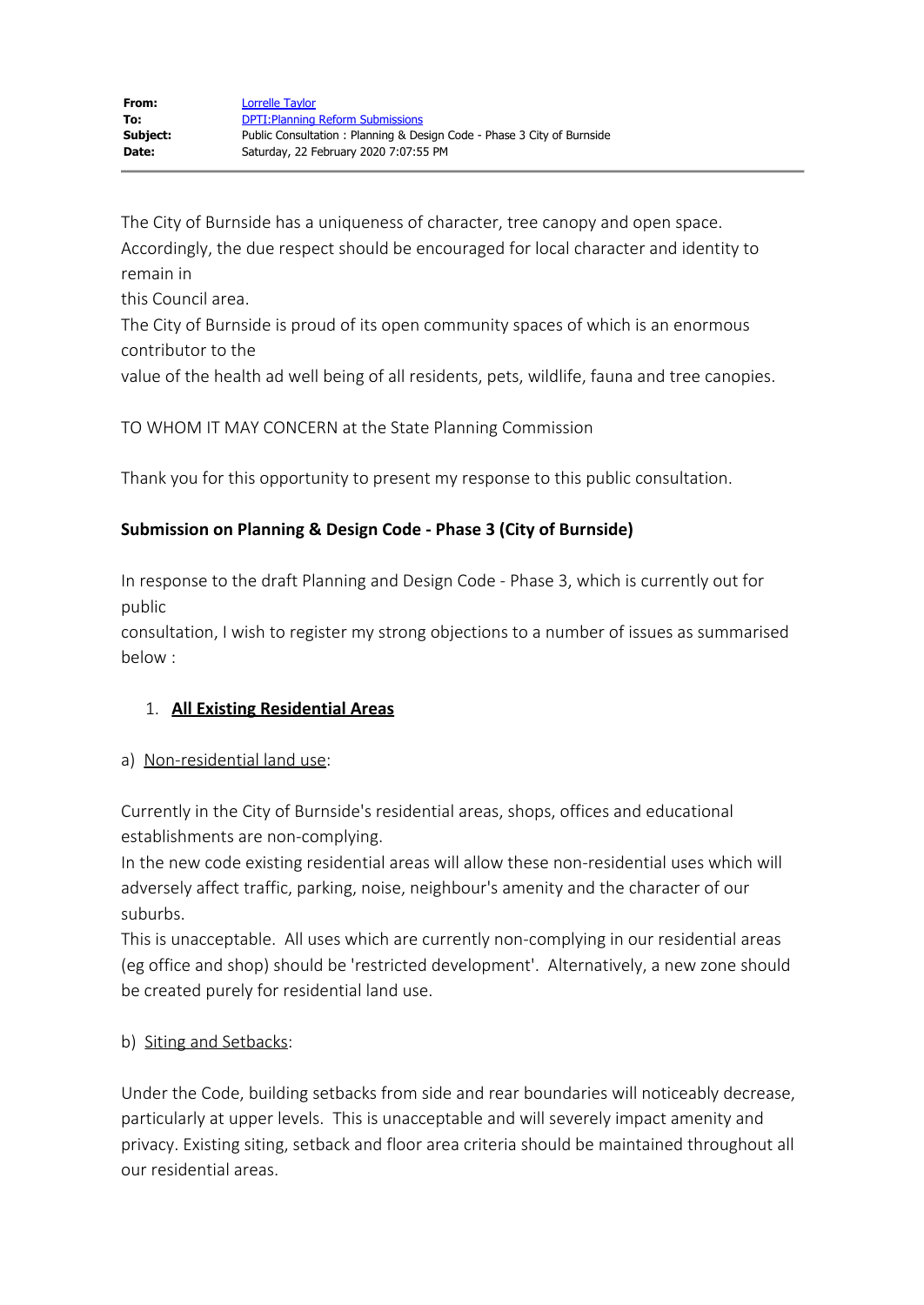| | |
|---|---|
| **From:** | Lorrelle Taylor |
| **To:** | DPTI:Planning Reform Submissions |
| **Subject:** | Public Consultation : Planning & Design Code - Phase 3 City of Burnside |
| **Date:** | Saturday, 22 February 2020 7:07:55 PM |

The City of Burnside has a uniqueness of character, tree canopy and open space. Accordingly, the due respect should be encouraged for local character and identity to remain in this Council area.

The City of Burnside is proud of its open community spaces of which is an enormous contributor to the value of the health ad well being of all residents, pets, wildlife, fauna and tree canopies.

TO WHOM IT MAY CONCERN at the State Planning Commission

Thank you for this opportunity to present my response to this public consultation.

**Submission on Planning & Design Code - Phase 3 (City of Burnside)**

In response to the draft Planning and Design Code - Phase 3, which is currently out for public consultation, I wish to register my strong objections to a number of issues as summarised below :

1. **All Existing Residential Areas**

a) Non-residential land use:

Currently in the City of Burnside's residential areas, shops, offices and educational establishments are non-complying.

In the new code existing residential areas will allow these non-residential uses which will adversely affect traffic, parking, noise, neighbour's amenity and the character of our suburbs.

This is unacceptable. All uses which are currently non-complying in our residential areas (eg office and shop) should be 'restricted development'. Alternatively, a new zone should be created purely for residential land use.

b) Siting and Setbacks:

Under the Code, building setbacks from side and rear boundaries will noticeably decrease, particularly at upper levels. This is unacceptable and will severely impact amenity and privacy. Existing siting, setback and floor area criteria should be maintained throughout all our residential areas.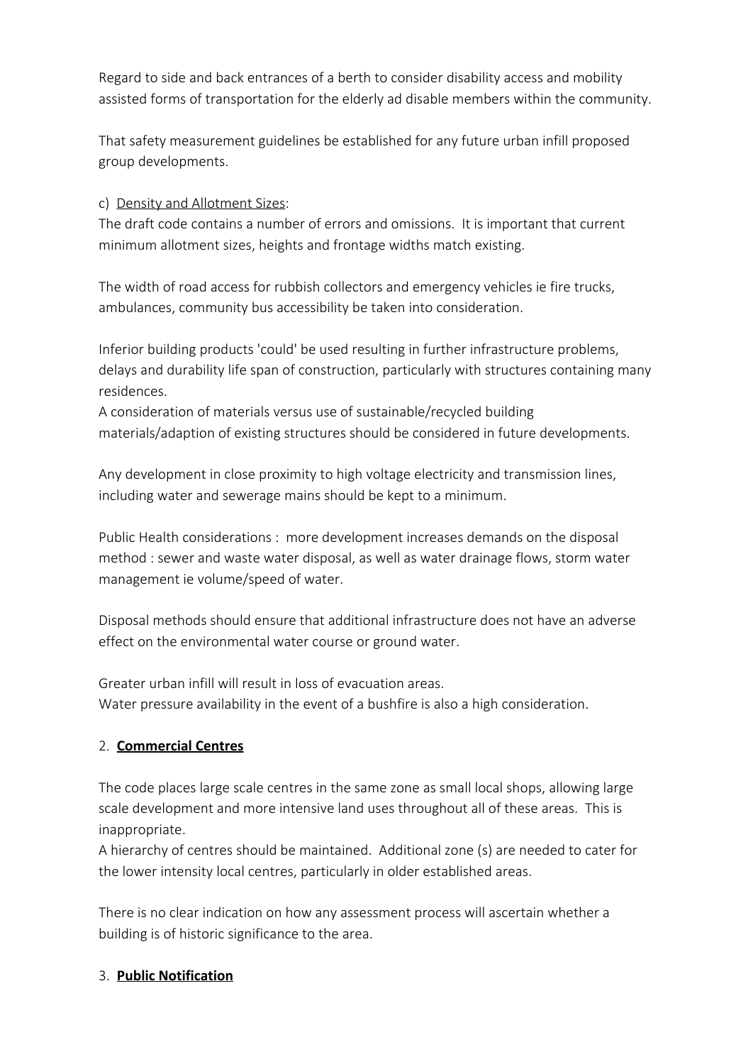Regard to side and back entrances of a berth to consider disability access and mobility assisted forms of transportation for the elderly ad disable members within the community.

That safety measurement guidelines be established for any future urban infill proposed group developments.

c) Density and Allotment Sizes:
The draft code contains a number of errors and omissions. It is important that current minimum allotment sizes, heights and frontage widths match existing.

The width of road access for rubbish collectors and emergency vehicles ie fire trucks, ambulances, community bus accessibility be taken into consideration.

Inferior building products 'could' be used resulting in further infrastructure problems, delays and durability life span of construction, particularly with structures containing many residences.
A consideration of materials versus use of sustainable/recycled building materials/adaption of existing structures should be considered in future developments.

Any development in close proximity to high voltage electricity and transmission lines, including water and sewerage mains should be kept to a minimum.

Public Health considerations : more development increases demands on the disposal method : sewer and waste water disposal, as well as water drainage flows, storm water management ie volume/speed of water.

Disposal methods should ensure that additional infrastructure does not have an adverse effect on the environmental water course or ground water.

Greater urban infill will result in loss of evacuation areas.
Water pressure availability in the event of a bushfire is also a high consideration.

2. **Commercial Centres**

The code places large scale centres in the same zone as small local shops, allowing large scale development and more intensive land uses throughout all of these areas. This is inappropriate.
A hierarchy of centres should be maintained. Additional zone (s) are needed to cater for the lower intensity local centres, particularly in older established areas.

There is no clear indication on how any assessment process will ascertain whether a building is of historic significance to the area.

3. **Public Notification**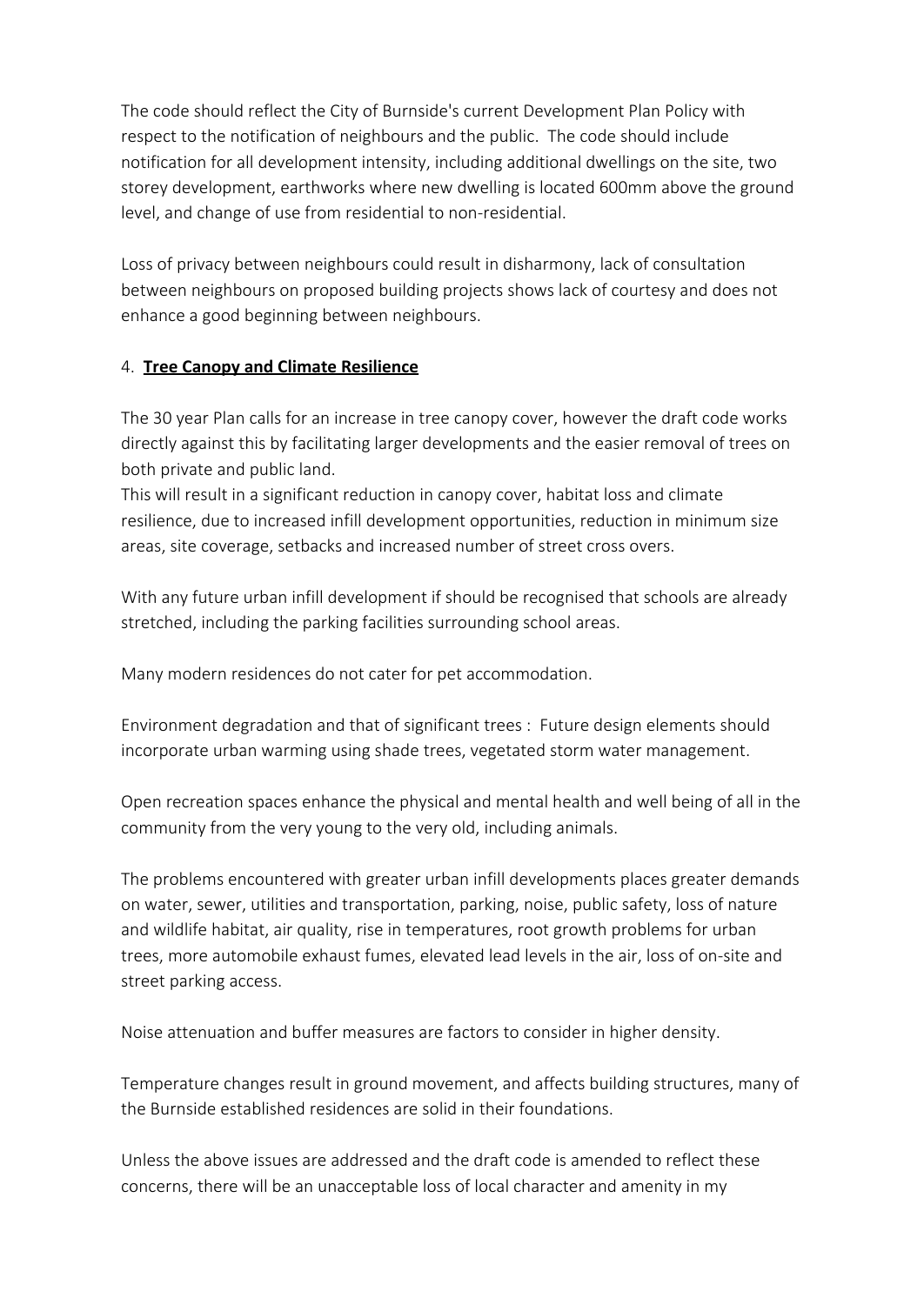The code should reflect the City of Burnside's current Development Plan Policy with respect to the notification of neighbours and the public. The code should include notification for all development intensity, including additional dwellings on the site, two storey development, earthworks where new dwelling is located 600mm above the ground level, and change of use from residential to non-residential.

Loss of privacy between neighbours could result in disharmony, lack of consultation between neighbours on proposed building projects shows lack of courtesy and does not enhance a good beginning between neighbours.

4. **Tree Canopy and Climate Resilience**

The 30 year Plan calls for an increase in tree canopy cover, however the draft code works directly against this by facilitating larger developments and the easier removal of trees on both private and public land.
This will result in a significant reduction in canopy cover, habitat loss and climate resilience, due to increased infill development opportunities, reduction in minimum size areas, site coverage, setbacks and increased number of street cross overs.

With any future urban infill development if should be recognised that schools are already stretched, including the parking facilities surrounding school areas.

Many modern residences do not cater for pet accommodation.

Environment degradation and that of significant trees : Future design elements should incorporate urban warming using shade trees, vegetated storm water management.

Open recreation spaces enhance the physical and mental health and well being of all in the community from the very young to the very old, including animals.

The problems encountered with greater urban infill developments places greater demands on water, sewer, utilities and transportation, parking, noise, public safety, loss of nature and wildlife habitat, air quality, rise in temperatures, root growth problems for urban trees, more automobile exhaust fumes, elevated lead levels in the air, loss of on-site and street parking access.

Noise attenuation and buffer measures are factors to consider in higher density.

Temperature changes result in ground movement, and affects building structures, many of the Burnside established residences are solid in their foundations.

Unless the above issues are addressed and the draft code is amended to reflect these concerns, there will be an unacceptable loss of local character and amenity in my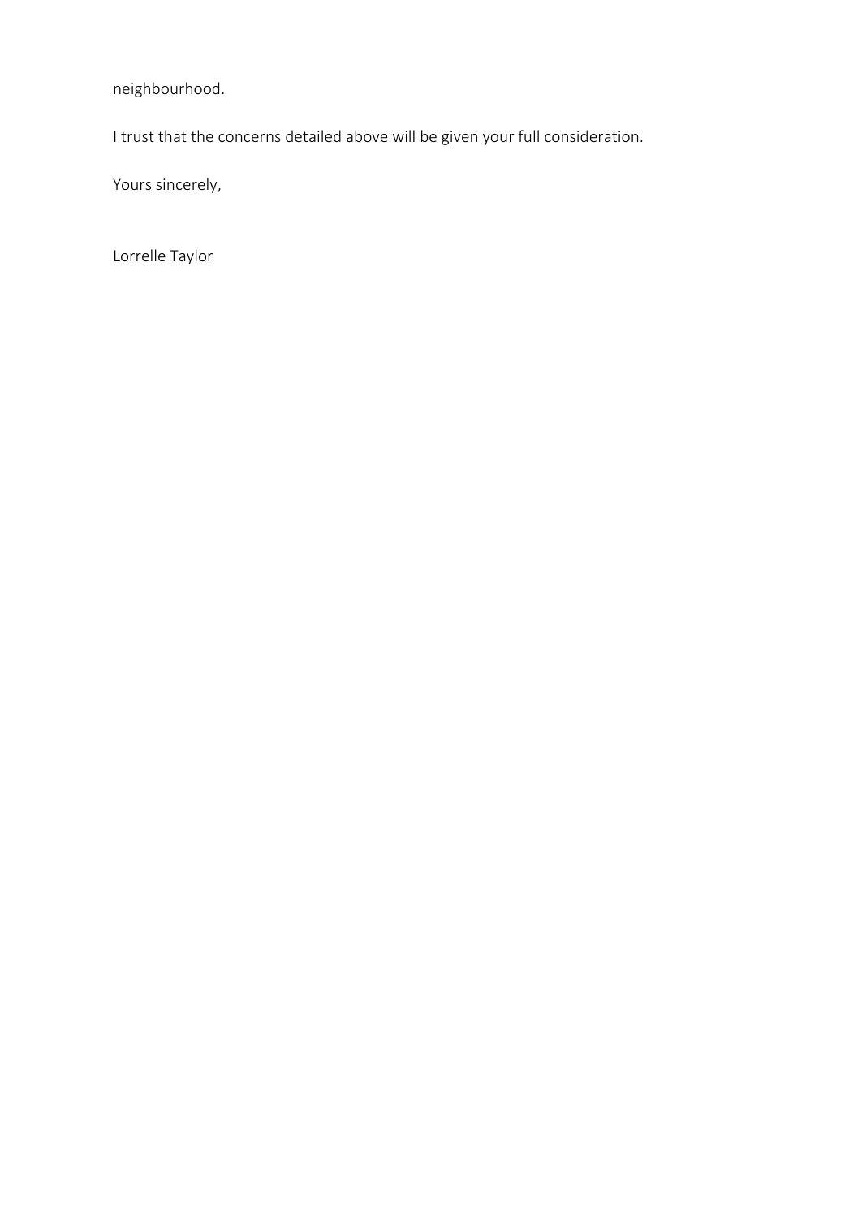neighbourhood.

I trust that the concerns detailed above will be given your full consideration.

Yours sincerely,

Lorrelle Taylor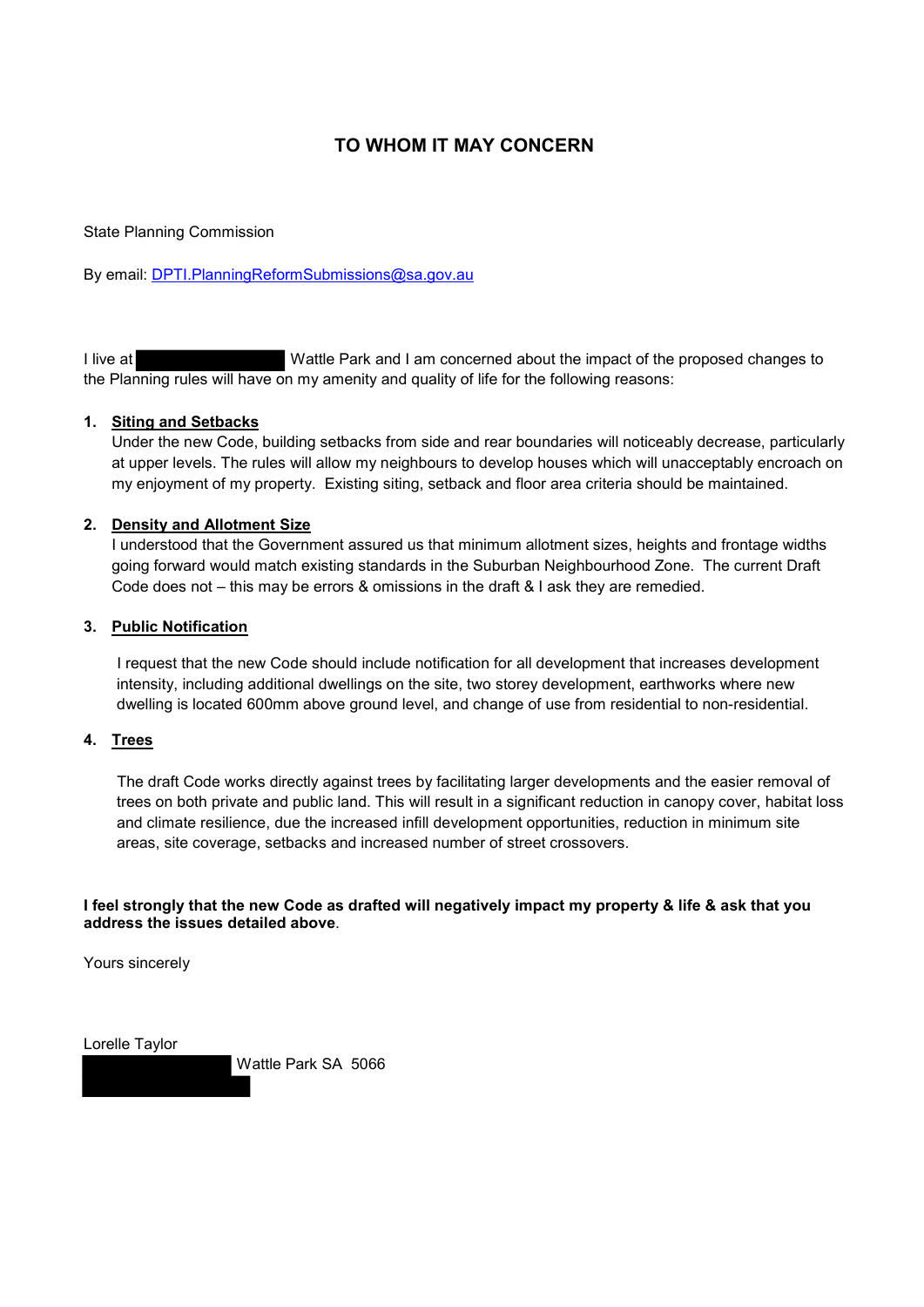# TO WHOM IT MAY CONCERN

State Planning Commission

By email: DPTI.PlanningReformSubmissions@sa.gov.au

I live at [redacted] Wattle Park and I am concerned about the impact of the proposed changes to the Planning rules will have on my amenity and quality of life for the following reasons:

1. **Siting and Setbacks**
   Under the new Code, building setbacks from side and rear boundaries will noticeably decrease, particularly at upper levels. The rules will allow my neighbours to develop houses which will unacceptably encroach on my enjoyment of my property. Existing siting, setback and floor area criteria should be maintained.

2. **Density and Allotment Size**
   I understood that the Government assured us that minimum allotment sizes, heights and frontage widths going forward would match existing standards in the Suburban Neighbourhood Zone. The current Draft Code does not – this may be errors & omissions in the draft & I ask they are remedied.

3. **Public Notification**

   I request that the new Code should include notification for all development that increases development intensity, including additional dwellings on the site, two storey development, earthworks where new dwelling is located 600mm above ground level, and change of use from residential to non-residential.

4. **Trees**

   The draft Code works directly against trees by facilitating larger developments and the easier removal of trees on both private and public land. This will result in a significant reduction in canopy cover, habitat loss and climate resilience, due the increased infill development opportunities, reduction in minimum site areas, site coverage, setbacks and increased number of street crossovers.

**I feel strongly that the new Code as drafted will negatively impact my property & life & ask that you address the issues detailed above**.

Yours sincerely

Lorelle Taylor
[redacted] Wattle Park SA 5066